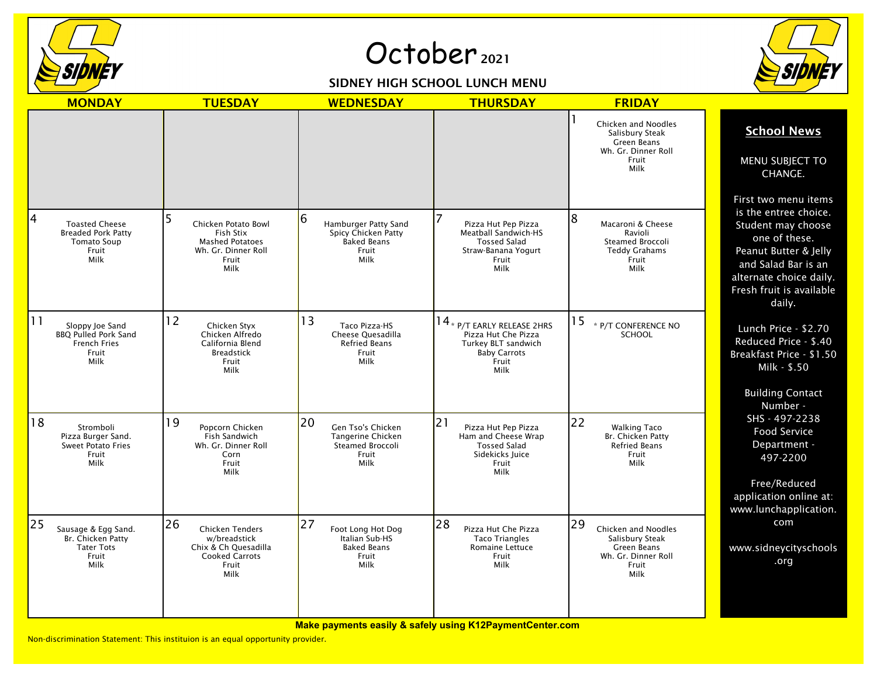# October 2021

## SIDNEY HIGH SCHOOL LUNCH MENU

| MONDAY | TUESDAY | WEDNESDAY | THURSDAY | FRIDAY |
|---|---|---|---|---|
| | | | | 1<br>Chicken and Noodles<br>Salisbury Steak<br>Green Beans<br>Wh. Gr. Dinner Roll<br>Fruit<br>Milk |
| 4<br>Toasted Cheese<br>Breaded Pork Patty<br>Tomato Soup<br>Fruit<br>Milk | 5<br>Chicken Potato Bowl<br>Fish Stix<br>Mashed Potatoes<br>Wh. Gr. Dinner Roll<br>Fruit<br>Milk | 6<br>Hamburger Patty Sand<br>Spicy Chicken Patty<br>Baked Beans<br>Fruit<br>Milk | 7<br>Pizza Hut Pep Pizza<br>Meatball Sandwich-HS<br>Tossed Salad<br>Straw-Banana Yogurt<br>Fruit<br>Milk | 8<br>Macaroni & Cheese<br>Ravioli<br>Steamed Broccoli<br>Teddy Grahams<br>Fruit<br>Milk |
| 11<br>Sloppy Joe Sand<br>BBQ Pulled Pork Sand<br>French Fries<br>Fruit<br>Milk | 12<br>Chicken Styx<br>Chicken Alfredo<br>California Blend<br>Breadstick<br>Fruit<br>Milk | 13<br>Taco Pizza-HS<br>Cheese Quesadilla<br>Refried Beans<br>Fruit<br>Milk | 14<br>* P/T EARLY RELEASE 2HRS<br>Pizza Hut Che Pizza<br>Turkey BLT sandwich<br>Baby Carrots<br>Fruit<br>Milk | 15<br>* P/T CONFERENCE NO SCHOOL |
| 18<br>Stromboli<br>Pizza Burger Sand.<br>Sweet Potato Fries<br>Fruit<br>Milk | 19<br>Popcorn Chicken<br>Fish Sandwich<br>Wh. Gr. Dinner Roll<br>Corn<br>Fruit<br>Milk | 20<br>Gen Tso's Chicken<br>Tangerine Chicken<br>Steamed Broccoli<br>Fruit<br>Milk | 21<br>Pizza Hut Pep Pizza<br>Ham and Cheese Wrap<br>Tossed Salad<br>Sidekicks Juice<br>Fruit<br>Milk | 22<br>Walking Taco<br>Br. Chicken Patty<br>Refried Beans<br>Fruit<br>Milk |
| 25<br>Sausage & Egg Sand.<br>Br. Chicken Patty<br>Tater Tots<br>Fruit<br>Milk | 26<br>Chicken Tenders w/breadstick<br>Chix & Ch Quesadilla<br>Cooked Carrots<br>Fruit<br>Milk | 27<br>Foot Long Hot Dog<br>Italian Sub-HS<br>Baked Beans<br>Fruit<br>Milk | 28<br>Pizza Hut Che Pizza<br>Taco Triangles<br>Romaine Lettuce<br>Fruit<br>Milk | 29<br>Chicken and Noodles<br>Salisbury Steak<br>Green Beans<br>Wh. Gr. Dinner Roll<br>Fruit<br>Milk |

### School News

MENU SUBJECT TO CHANGE.

First two menu items is the entree choice. Student may choose one of these. Peanut Butter & Jelly and Salad Bar is an alternate choice daily. Fresh fruit is available daily.

Lunch Price - $2.70
Reduced Price - $.40
Breakfast Price - $1.50
Milk - $.50

Building Contact Number -
SHS - 497-2238
Food Service Department - 497-2200

Free/Reduced application online at: www.lunchapplication.com

www.sidneycityschools.org

**Make payments easily & safely using K12PaymentCenter.com**

Non-discrimination Statement: This instituion is an equal opportunity provider.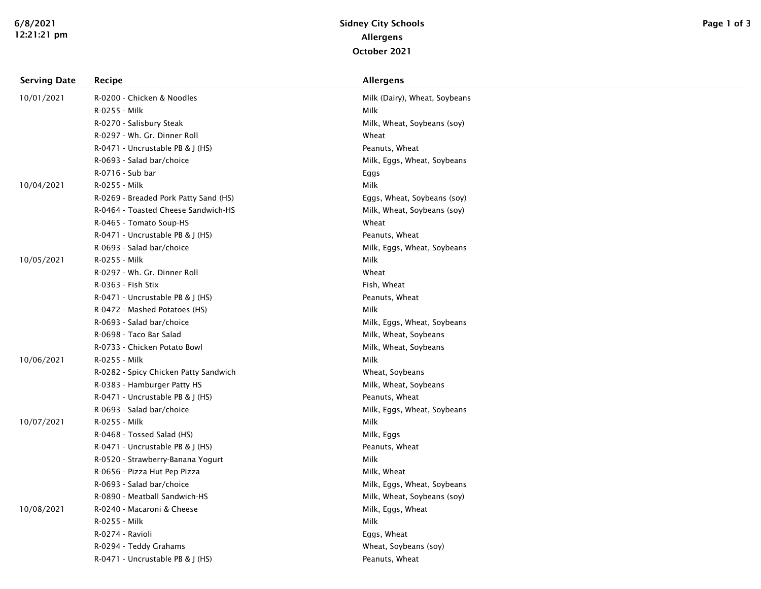# Sidney City Schools
## Allergens
### October 2021

| Serving Date | Recipe | Allergens |
|---|---|---|
| 10/01/2021 | R-0200 - Chicken & Noodles | Milk (Dairy), Wheat, Soybeans |
| | R-0255 - Milk | Milk |
| | R-0270 - Salisbury Steak | Milk, Wheat, Soybeans (soy) |
| | R-0297 - Wh. Gr. Dinner Roll | Wheat |
| | R-0471 - Uncrustable PB & J (HS) | Peanuts, Wheat |
| | R-0693 - Salad bar/choice | Milk, Eggs, Wheat, Soybeans |
| | R-0716 - Sub bar | Eggs |
| 10/04/2021 | R-0255 - Milk | Milk |
| | R-0269 - Breaded Pork Patty Sand (HS) | Eggs, Wheat, Soybeans (soy) |
| | R-0464 - Toasted Cheese Sandwich-HS | Milk, Wheat, Soybeans (soy) |
| | R-0465 - Tomato Soup-HS | Wheat |
| | R-0471 - Uncrustable PB & J (HS) | Peanuts, Wheat |
| | R-0693 - Salad bar/choice | Milk, Eggs, Wheat, Soybeans |
| 10/05/2021 | R-0255 - Milk | Milk |
| | R-0297 - Wh. Gr. Dinner Roll | Wheat |
| | R-0363 - Fish Stix | Fish, Wheat |
| | R-0471 - Uncrustable PB & J (HS) | Peanuts, Wheat |
| | R-0472 - Mashed Potatoes (HS) | Milk |
| | R-0693 - Salad bar/choice | Milk, Eggs, Wheat, Soybeans |
| | R-0698 - Taco Bar Salad | Milk, Wheat, Soybeans |
| | R-0733 - Chicken Potato Bowl | Milk, Wheat, Soybeans |
| 10/06/2021 | R-0255 - Milk | Milk |
| | R-0282 - Spicy Chicken Patty Sandwich | Wheat, Soybeans |
| | R-0383 - Hamburger Patty HS | Milk, Wheat, Soybeans |
| | R-0471 - Uncrustable PB & J (HS) | Peanuts, Wheat |
| | R-0693 - Salad bar/choice | Milk, Eggs, Wheat, Soybeans |
| 10/07/2021 | R-0255 - Milk | Milk |
| | R-0468 - Tossed Salad (HS) | Milk, Eggs |
| | R-0471 - Uncrustable PB & J (HS) | Peanuts, Wheat |
| | R-0520 - Strawberry-Banana Yogurt | Milk |
| | R-0656 - Pizza Hut Pep Pizza | Milk, Wheat |
| | R-0693 - Salad bar/choice | Milk, Eggs, Wheat, Soybeans |
| | R-0890 - Meatball Sandwich-HS | Milk, Wheat, Soybeans (soy) |
| 10/08/2021 | R-0240 - Macaroni & Cheese | Milk, Eggs, Wheat |
| | R-0255 - Milk | Milk |
| | R-0274 - Ravioli | Eggs, Wheat |
| | R-0294 - Teddy Grahams | Wheat, Soybeans (soy) |
| | R-0471 - Uncrustable PB & J (HS) | Peanuts, Wheat |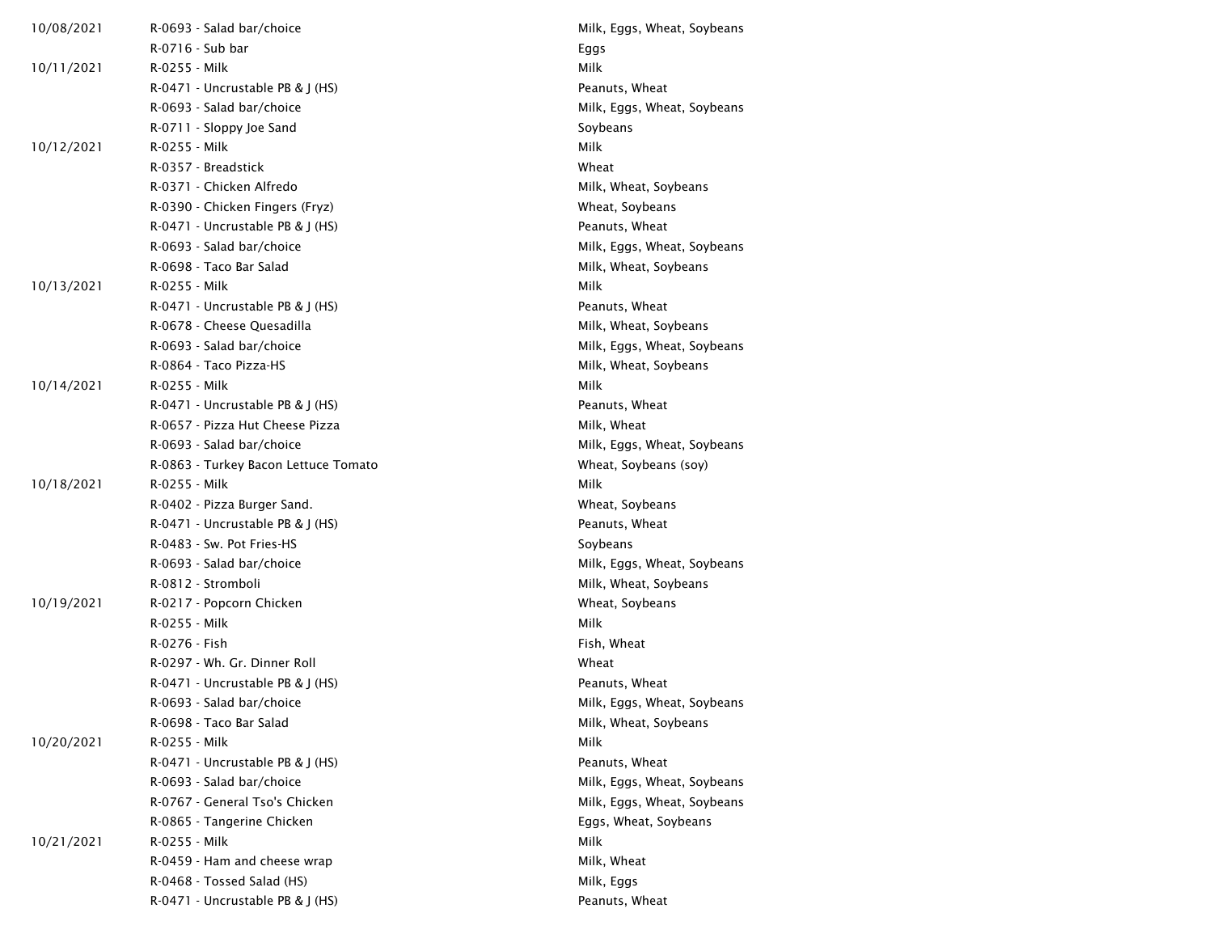| | | |
|---|---|---|
| 10/08/2021 | R-0693 - Salad bar/choice | Milk, Eggs, Wheat, Soybeans |
| | R-0716 - Sub bar | Eggs |
| 10/11/2021 | R-0255 - Milk | Milk |
| | R-0471 - Uncrustable PB & J (HS) | Peanuts, Wheat |
| | R-0693 - Salad bar/choice | Milk, Eggs, Wheat, Soybeans |
| | R-0711 - Sloppy Joe Sand | Soybeans |
| 10/12/2021 | R-0255 - Milk | Milk |
| | R-0357 - Breadstick | Wheat |
| | R-0371 - Chicken Alfredo | Milk, Wheat, Soybeans |
| | R-0390 - Chicken Fingers (Fryz) | Wheat, Soybeans |
| | R-0471 - Uncrustable PB & J (HS) | Peanuts, Wheat |
| | R-0693 - Salad bar/choice | Milk, Eggs, Wheat, Soybeans |
| | R-0698 - Taco Bar Salad | Milk, Wheat, Soybeans |
| 10/13/2021 | R-0255 - Milk | Milk |
| | R-0471 - Uncrustable PB & J (HS) | Peanuts, Wheat |
| | R-0678 - Cheese Quesadilla | Milk, Wheat, Soybeans |
| | R-0693 - Salad bar/choice | Milk, Eggs, Wheat, Soybeans |
| | R-0864 - Taco Pizza-HS | Milk, Wheat, Soybeans |
| 10/14/2021 | R-0255 - Milk | Milk |
| | R-0471 - Uncrustable PB & J (HS) | Peanuts, Wheat |
| | R-0657 - Pizza Hut Cheese Pizza | Milk, Wheat |
| | R-0693 - Salad bar/choice | Milk, Eggs, Wheat, Soybeans |
| | R-0863 - Turkey Bacon Lettuce Tomato | Wheat, Soybeans (soy) |
| 10/18/2021 | R-0255 - Milk | Milk |
| | R-0402 - Pizza Burger Sand. | Wheat, Soybeans |
| | R-0471 - Uncrustable PB & J (HS) | Peanuts, Wheat |
| | R-0483 - Sw. Pot Fries-HS | Soybeans |
| | R-0693 - Salad bar/choice | Milk, Eggs, Wheat, Soybeans |
| | R-0812 - Stromboli | Milk, Wheat, Soybeans |
| 10/19/2021 | R-0217 - Popcorn Chicken | Wheat, Soybeans |
| | R-0255 - Milk | Milk |
| | R-0276 - Fish | Fish, Wheat |
| | R-0297 - Wh. Gr. Dinner Roll | Wheat |
| | R-0471 - Uncrustable PB & J (HS) | Peanuts, Wheat |
| | R-0693 - Salad bar/choice | Milk, Eggs, Wheat, Soybeans |
| | R-0698 - Taco Bar Salad | Milk, Wheat, Soybeans |
| 10/20/2021 | R-0255 - Milk | Milk |
| | R-0471 - Uncrustable PB & J (HS) | Peanuts, Wheat |
| | R-0693 - Salad bar/choice | Milk, Eggs, Wheat, Soybeans |
| | R-0767 - General Tso's Chicken | Milk, Eggs, Wheat, Soybeans |
| | R-0865 - Tangerine Chicken | Eggs, Wheat, Soybeans |
| 10/21/2021 | R-0255 - Milk | Milk |
| | R-0459 - Ham and cheese wrap | Milk, Wheat |
| | R-0468 - Tossed Salad (HS) | Milk, Eggs |
| | R-0471 - Uncrustable PB & J (HS) | Peanuts, Wheat |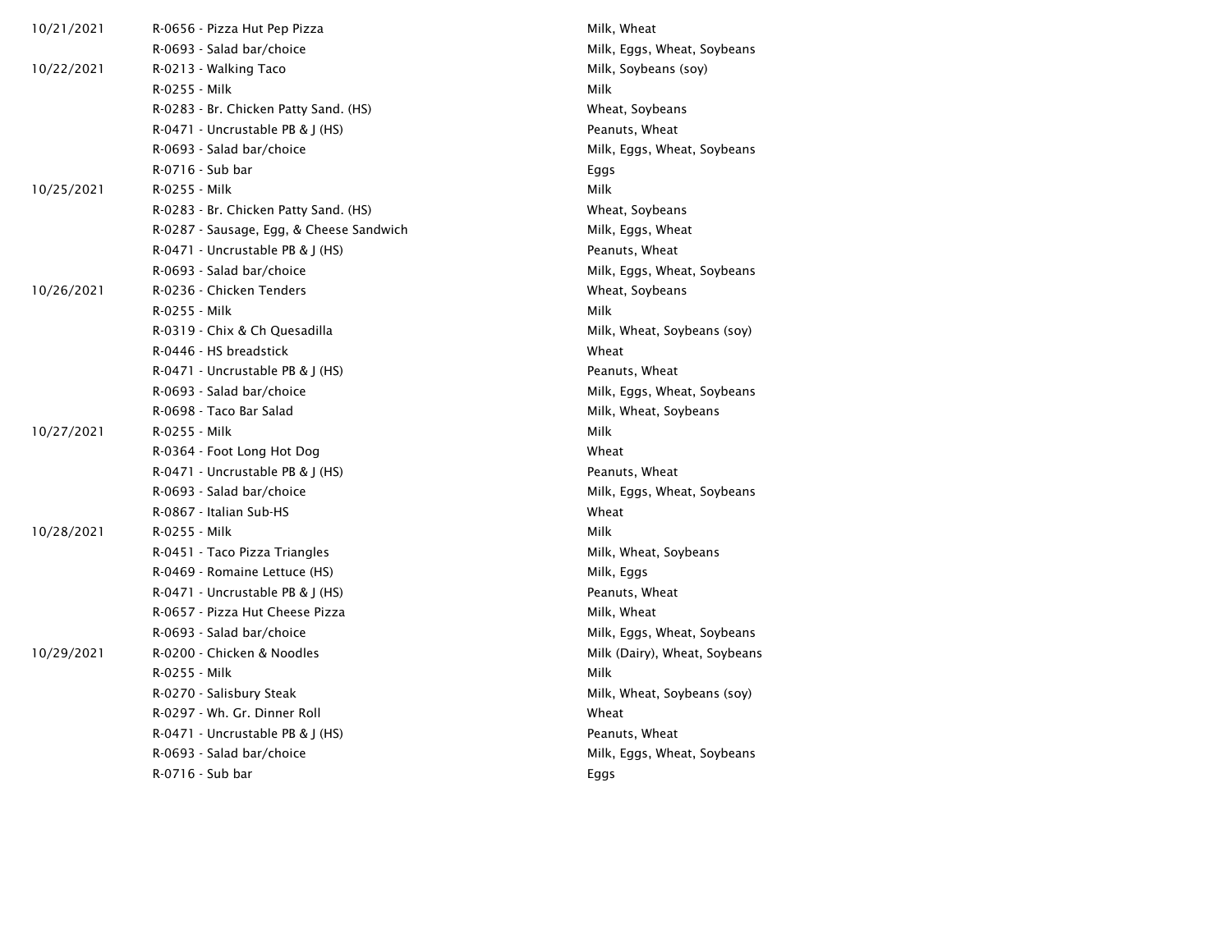| | | |
|---|---|---|
| 10/21/2021 | R-0656 - Pizza Hut Pep Pizza | Milk, Wheat |
| | R-0693 - Salad bar/choice | Milk, Eggs, Wheat, Soybeans |
| 10/22/2021 | R-0213 - Walking Taco | Milk, Soybeans (soy) |
| | R-0255 - Milk | Milk |
| | R-0283 - Br. Chicken Patty Sand. (HS) | Wheat, Soybeans |
| | R-0471 - Uncrustable PB & J (HS) | Peanuts, Wheat |
| | R-0693 - Salad bar/choice | Milk, Eggs, Wheat, Soybeans |
| | R-0716 - Sub bar | Eggs |
| 10/25/2021 | R-0255 - Milk | Milk |
| | R-0283 - Br. Chicken Patty Sand. (HS) | Wheat, Soybeans |
| | R-0287 - Sausage, Egg, & Cheese Sandwich | Milk, Eggs, Wheat |
| | R-0471 - Uncrustable PB & J (HS) | Peanuts, Wheat |
| | R-0693 - Salad bar/choice | Milk, Eggs, Wheat, Soybeans |
| 10/26/2021 | R-0236 - Chicken Tenders | Wheat, Soybeans |
| | R-0255 - Milk | Milk |
| | R-0319 - Chix & Ch Quesadilla | Milk, Wheat, Soybeans (soy) |
| | R-0446 - HS breadstick | Wheat |
| | R-0471 - Uncrustable PB & J (HS) | Peanuts, Wheat |
| | R-0693 - Salad bar/choice | Milk, Eggs, Wheat, Soybeans |
| | R-0698 - Taco Bar Salad | Milk, Wheat, Soybeans |
| 10/27/2021 | R-0255 - Milk | Milk |
| | R-0364 - Foot Long Hot Dog | Wheat |
| | R-0471 - Uncrustable PB & J (HS) | Peanuts, Wheat |
| | R-0693 - Salad bar/choice | Milk, Eggs, Wheat, Soybeans |
| | R-0867 - Italian Sub-HS | Wheat |
| 10/28/2021 | R-0255 - Milk | Milk |
| | R-0451 - Taco Pizza Triangles | Milk, Wheat, Soybeans |
| | R-0469 - Romaine Lettuce (HS) | Milk, Eggs |
| | R-0471 - Uncrustable PB & J (HS) | Peanuts, Wheat |
| | R-0657 - Pizza Hut Cheese Pizza | Milk, Wheat |
| | R-0693 - Salad bar/choice | Milk, Eggs, Wheat, Soybeans |
| 10/29/2021 | R-0200 - Chicken & Noodles | Milk (Dairy), Wheat, Soybeans |
| | R-0255 - Milk | Milk |
| | R-0270 - Salisbury Steak | Milk, Wheat, Soybeans (soy) |
| | R-0297 - Wh. Gr. Dinner Roll | Wheat |
| | R-0471 - Uncrustable PB & J (HS) | Peanuts, Wheat |
| | R-0693 - Salad bar/choice | Milk, Eggs, Wheat, Soybeans |
| | R-0716 - Sub bar | Eggs |